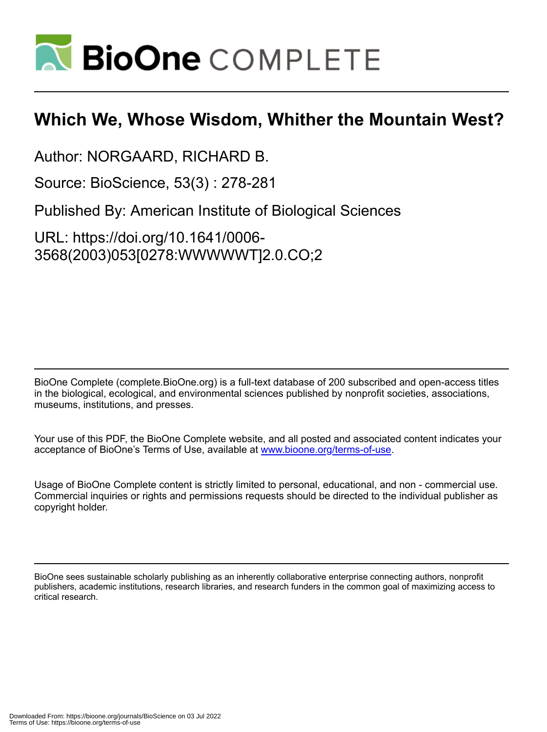# Which We, Whose Wisdom, Whither the Mountain West?

Author: NORGAARD, RICHARD B.

Source: BioScience, 53(3) : 278-281

Published By: American Institute of Biological Sciences

URL: https://doi.org/10.1641/0006-3568(2003)053[0278:WWWWWT]2.0.CO;2

BioOne Complete (complete.BioOne.org) is a full-text database of 200 subscribed and open-access titles in the biological, ecological, and environmental sciences published by nonprofit societies, associations, museums, institutions, and presses.

Your use of this PDF, the BioOne Complete website, and all posted and associated content indicates your acceptance of BioOne's Terms of Use, available at www.bioone.org/terms-of-use.

Usage of BioOne Complete content is strictly limited to personal, educational, and non - commercial use. Commercial inquiries or rights and permissions requests should be directed to the individual publisher as copyright holder.

BioOne sees sustainable scholarly publishing as an inherently collaborative enterprise connecting authors, nonprofit publishers, academic institutions, research libraries, and research funders in the common goal of maximizing access to critical research.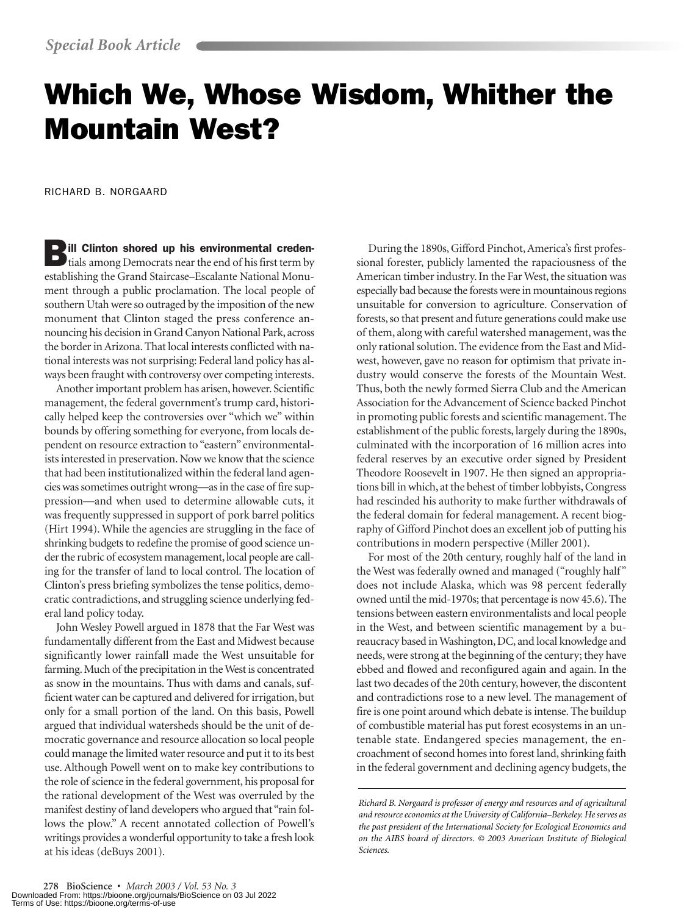*Special Book Article*

# Which We, Whose Wisdom, Whither the Mountain West?

RICHARD B. NORGAARD

**Bill Clinton shored up his environmental creden**tials among Democrats near the end of his first term by establishing the Grand Staircase–Escalante National Monument through a public proclamation. The local people of southern Utah were so outraged by the imposition of the new monument that Clinton staged the press conference announcing his decision in Grand Canyon National Park, across the border in Arizona. That local interests conflicted with national interests was not surprising: Federal land policy has always been fraught with controversy over competing interests.

Another important problem has arisen, however. Scientific management, the federal government's trump card, historically helped keep the controversies over "which we" within bounds by offering something for everyone, from locals dependent on resource extraction to "eastern" environmentalists interested in preservation. Now we know that the science that had been institutionalized within the federal land agencies was sometimes outright wrong—as in the case of fire suppression—and when used to determine allowable cuts, it was frequently suppressed in support of pork barrel politics (Hirt 1994). While the agencies are struggling in the face of shrinking budgets to redefine the promise of good science under the rubric of ecosystem management, local people are calling for the transfer of land to local control. The location of Clinton's press briefing symbolizes the tense politics, democratic contradictions, and struggling science underlying federal land policy today.

John Wesley Powell argued in 1878 that the Far West was fundamentally different from the East and Midwest because significantly lower rainfall made the West unsuitable for farming. Much of the precipitation in the West is concentrated as snow in the mountains. Thus with dams and canals, sufficient water can be captured and delivered for irrigation, but only for a small portion of the land. On this basis, Powell argued that individual watersheds should be the unit of democratic governance and resource allocation so local people could manage the limited water resource and put it to its best use. Although Powell went on to make key contributions to the role of science in the federal government, his proposal for the rational development of the West was overruled by the manifest destiny of land developers who argued that "rain follows the plow." A recent annotated collection of Powell's writings provides a wonderful opportunity to take a fresh look at his ideas (deBuys 2001).

During the 1890s, Gifford Pinchot, America's first professional forester, publicly lamented the rapaciousness of the American timber industry. In the Far West, the situation was especially bad because the forests were in mountainous regions unsuitable for conversion to agriculture. Conservation of forests, so that present and future generations could make use of them, along with careful watershed management, was the only rational solution. The evidence from the East and Midwest, however, gave no reason for optimism that private industry would conserve the forests of the Mountain West. Thus, both the newly formed Sierra Club and the American Association for the Advancement of Science backed Pinchot in promoting public forests and scientific management. The establishment of the public forests, largely during the 1890s, culminated with the incorporation of 16 million acres into federal reserves by an executive order signed by President Theodore Roosevelt in 1907. He then signed an appropriations bill in which, at the behest of timber lobbyists, Congress had rescinded his authority to make further withdrawals of the federal domain for federal management. A recent biography of Gifford Pinchot does an excellent job of putting his contributions in modern perspective (Miller 2001).

For most of the 20th century, roughly half of the land in the West was federally owned and managed ("roughly half" does not include Alaska, which was 98 percent federally owned until the mid-1970s; that percentage is now 45.6). The tensions between eastern environmentalists and local people in the West, and between scientific management by a bureaucracy based in Washington, DC, and local knowledge and needs, were strong at the beginning of the century; they have ebbed and flowed and reconfigured again and again. In the last two decades of the 20th century, however, the discontent and contradictions rose to a new level. The management of fire is one point around which debate is intense. The buildup of combustible material has put forest ecosystems in an untenable state. Endangered species management, the encroachment of second homes into forest land, shrinking faith in the federal government and declining agency budgets, the

*Richard B. Norgaard is professor of energy and resources and of agricultural and resource economics at the University of California–Berkeley. He serves as the past president of the International Society for Ecological Economics and on the AIBS board of directors. © 2003 American Institute of Biological Sciences.*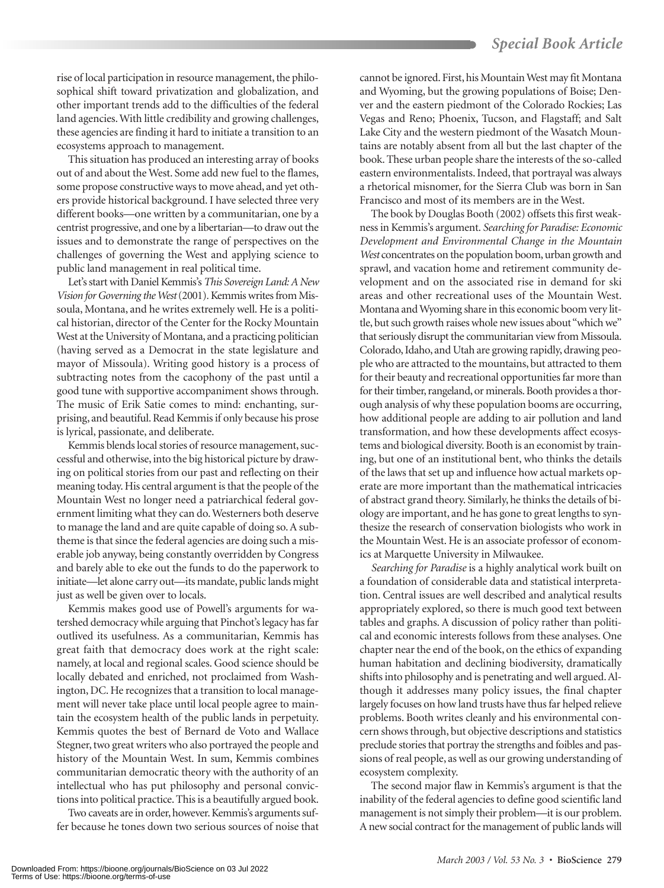rise of local participation in resource management, the philosophical shift toward privatization and globalization, and other important trends add to the difficulties of the federal land agencies. With little credibility and growing challenges, these agencies are finding it hard to initiate a transition to an ecosystems approach to management.

This situation has produced an interesting array of books out of and about the West. Some add new fuel to the flames, some propose constructive ways to move ahead, and yet others provide historical background. I have selected three very different books—one written by a communitarian, one by a centrist progressive, and one by a libertarian—to draw out the issues and to demonstrate the range of perspectives on the challenges of governing the West and applying science to public land management in real political time.

Let's start with Daniel Kemmis's *This Sovereign Land: A New Vision for Governing the West* (2001). Kemmis writes from Missoula, Montana, and he writes extremely well. He is a political historian, director of the Center for the Rocky Mountain West at the University of Montana, and a practicing politician (having served as a Democrat in the state legislature and mayor of Missoula). Writing good history is a process of subtracting notes from the cacophony of the past until a good tune with supportive accompaniment shows through. The music of Erik Satie comes to mind: enchanting, surprising, and beautiful. Read Kemmis if only because his prose is lyrical, passionate, and deliberate.

Kemmis blends local stories of resource management, successful and otherwise, into the big historical picture by drawing on political stories from our past and reflecting on their meaning today. His central argument is that the people of the Mountain West no longer need a patriarchical federal government limiting what they can do. Westerners both deserve to manage the land and are quite capable of doing so. A subtheme is that since the federal agencies are doing such a miserable job anyway, being constantly overridden by Congress and barely able to eke out the funds to do the paperwork to initiate—let alone carry out—its mandate, public lands might just as well be given over to locals.

Kemmis makes good use of Powell's arguments for watershed democracy while arguing that Pinchot's legacy has far outlived its usefulness. As a communitarian, Kemmis has great faith that democracy does work at the right scale: namely, at local and regional scales. Good science should be locally debated and enriched, not proclaimed from Washington, DC. He recognizes that a transition to local management will never take place until local people agree to maintain the ecosystem health of the public lands in perpetuity. Kemmis quotes the best of Bernard de Voto and Wallace Stegner, two great writers who also portrayed the people and history of the Mountain West. In sum, Kemmis combines communitarian democratic theory with the authority of an intellectual who has put philosophy and personal convictions into political practice. This is a beautifully argued book.

Two caveats are in order, however. Kemmis's arguments suffer because he tones down two serious sources of noise that cannot be ignored. First, his Mountain West may fit Montana and Wyoming, but the growing populations of Boise; Denver and the eastern piedmont of the Colorado Rockies; Las Vegas and Reno; Phoenix, Tucson, and Flagstaff; and Salt Lake City and the western piedmont of the Wasatch Mountains are notably absent from all but the last chapter of the book. These urban people share the interests of the so-called eastern environmentalists. Indeed, that portrayal was always a rhetorical misnomer, for the Sierra Club was born in San Francisco and most of its members are in the West.

The book by Douglas Booth (2002) offsets this first weakness in Kemmis's argument. *Searching for Paradise: Economic Development and Environmental Change in the Mountain West* concentrates on the population boom, urban growth and sprawl, and vacation home and retirement community development and on the associated rise in demand for ski areas and other recreational uses of the Mountain West. Montana and Wyoming share in this economic boom very little, but such growth raises whole new issues about "which we" that seriously disrupt the communitarian view from Missoula. Colorado, Idaho, and Utah are growing rapidly, drawing people who are attracted to the mountains, but attracted to them for their beauty and recreational opportunities far more than for their timber, rangeland, or minerals. Booth provides a thorough analysis of why these population booms are occurring, how additional people are adding to air pollution and land transformation, and how these developments affect ecosystems and biological diversity. Booth is an economist by training, but one of an institutional bent, who thinks the details of the laws that set up and influence how actual markets operate are more important than the mathematical intricacies of abstract grand theory. Similarly, he thinks the details of biology are important, and he has gone to great lengths to synthesize the research of conservation biologists who work in the Mountain West. He is an associate professor of economics at Marquette University in Milwaukee.

*Searching for Paradise* is a highly analytical work built on a foundation of considerable data and statistical interpretation. Central issues are well described and analytical results appropriately explored, so there is much good text between tables and graphs. A discussion of policy rather than political and economic interests follows from these analyses. One chapter near the end of the book, on the ethics of expanding human habitation and declining biodiversity, dramatically shifts into philosophy and is penetrating and well argued. Although it addresses many policy issues, the final chapter largely focuses on how land trusts have thus far helped relieve problems. Booth writes cleanly and his environmental concern shows through, but objective descriptions and statistics preclude stories that portray the strengths and foibles and passions of real people, as well as our growing understanding of ecosystem complexity.

The second major flaw in Kemmis's argument is that the inability of the federal agencies to define good scientific land management is not simply their problem—it is our problem. A new social contract for the management of public lands will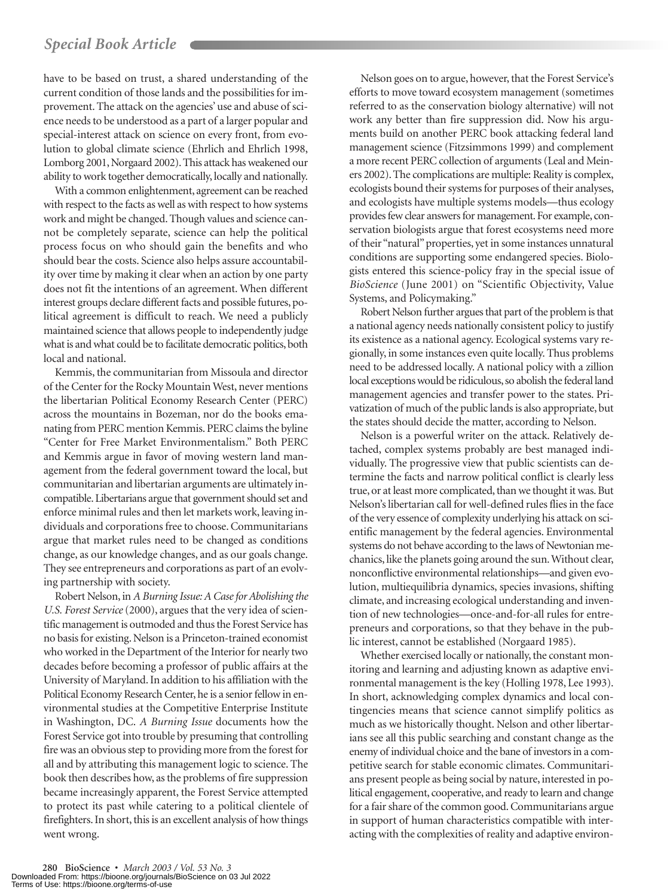have to be based on trust, a shared understanding of the current condition of those lands and the possibilities for improvement. The attack on the agencies' use and abuse of science needs to be understood as a part of a larger popular and special-interest attack on science on every front, from evolution to global climate science (Ehrlich and Ehrlich 1998, Lomborg 2001, Norgaard 2002). This attack has weakened our ability to work together democratically, locally and nationally.

With a common enlightenment, agreement can be reached with respect to the facts as well as with respect to how systems work and might be changed. Though values and science cannot be completely separate, science can help the political process focus on who should gain the benefits and who should bear the costs. Science also helps assure accountability over time by making it clear when an action by one party does not fit the intentions of an agreement. When different interest groups declare different facts and possible futures, political agreement is difficult to reach. We need a publicly maintained science that allows people to independently judge what is and what could be to facilitate democratic politics, both local and national.

Kemmis, the communitarian from Missoula and director of the Center for the Rocky Mountain West, never mentions the libertarian Political Economy Research Center (PERC) across the mountains in Bozeman, nor do the books emanating from PERC mention Kemmis. PERC claims the byline "Center for Free Market Environmentalism." Both PERC and Kemmis argue in favor of moving western land management from the federal government toward the local, but communitarian and libertarian arguments are ultimately incompatible. Libertarians argue that government should set and enforce minimal rules and then let markets work, leaving individuals and corporations free to choose. Communitarians argue that market rules need to be changed as conditions change, as our knowledge changes, and as our goals change. They see entrepreneurs and corporations as part of an evolving partnership with society.

Robert Nelson, in *A Burning Issue: A Case for Abolishing the U.S. Forest Service* (2000), argues that the very idea of scientific management is outmoded and thus the Forest Service has no basis for existing. Nelson is a Princeton-trained economist who worked in the Department of the Interior for nearly two decades before becoming a professor of public affairs at the University of Maryland. In addition to his affiliation with the Political Economy Research Center, he is a senior fellow in environmental studies at the Competitive Enterprise Institute in Washington, DC. *A Burning Issue* documents how the Forest Service got into trouble by presuming that controlling fire was an obvious step to providing more from the forest for all and by attributing this management logic to science. The book then describes how, as the problems of fire suppression became increasingly apparent, the Forest Service attempted to protect its past while catering to a political clientele of firefighters. In short, this is an excellent analysis of how things went wrong.

Nelson goes on to argue, however, that the Forest Service's efforts to move toward ecosystem management (sometimes referred to as the conservation biology alternative) will not work any better than fire suppression did. Now his arguments build on another PERC book attacking federal land management science (Fitzsimmons 1999) and complement a more recent PERC collection of arguments (Leal and Meiners 2002). The complications are multiple: Reality is complex, ecologists bound their systems for purposes of their analyses, and ecologists have multiple systems models—thus ecology provides few clear answers for management. For example, conservation biologists argue that forest ecosystems need more of their "natural" properties, yet in some instances unnatural conditions are supporting some endangered species. Biologists entered this science-policy fray in the special issue of *BioScience* (June 2001) on "Scientific Objectivity, Value Systems, and Policymaking."

Robert Nelson further argues that part of the problem is that a national agency needs nationally consistent policy to justify its existence as a national agency. Ecological systems vary regionally, in some instances even quite locally. Thus problems need to be addressed locally. A national policy with a zillion local exceptions would be ridiculous, so abolish the federal land management agencies and transfer power to the states. Privatization of much of the public lands is also appropriate, but the states should decide the matter, according to Nelson.

Nelson is a powerful writer on the attack. Relatively detached, complex systems probably are best managed individually. The progressive view that public scientists can determine the facts and narrow political conflict is clearly less true, or at least more complicated, than we thought it was. But Nelson's libertarian call for well-defined rules flies in the face of the very essence of complexity underlying his attack on scientific management by the federal agencies. Environmental systems do not behave according to the laws of Newtonian mechanics, like the planets going around the sun. Without clear, nonconflictive environmental relationships—and given evolution, multiequilibria dynamics, species invasions, shifting climate, and increasing ecological understanding and invention of new technologies—once-and-for-all rules for entrepreneurs and corporations, so that they behave in the public interest, cannot be established (Norgaard 1985).

Whether exercised locally or nationally, the constant monitoring and learning and adjusting known as adaptive environmental management is the key (Holling 1978, Lee 1993). In short, acknowledging complex dynamics and local contingencies means that science cannot simplify politics as much as we historically thought. Nelson and other libertarians see all this public searching and constant change as the enemy of individual choice and the bane of investors in a competitive search for stable economic climates. Communitarians present people as being social by nature, interested in political engagement, cooperative, and ready to learn and change for a fair share of the common good. Communitarians argue in support of human characteristics compatible with interacting with the complexities of reality and adaptive environ-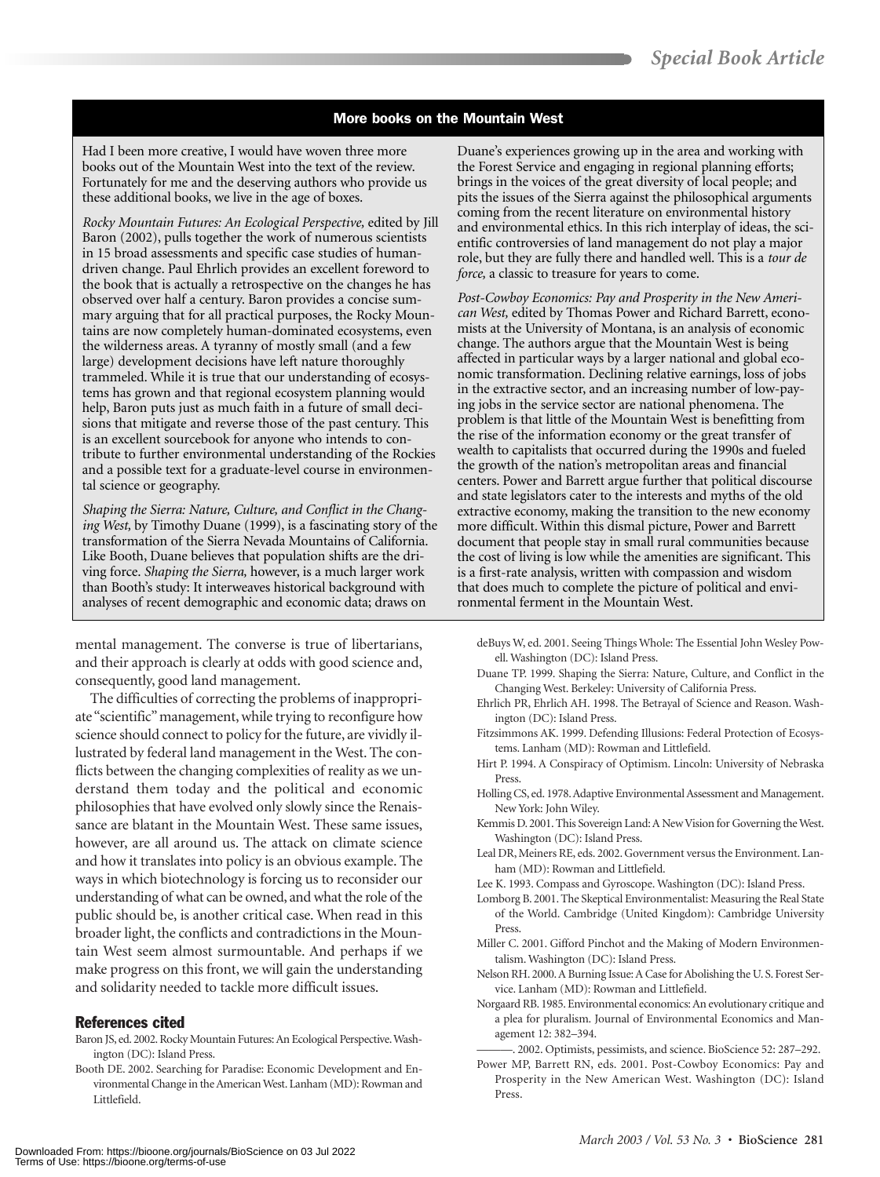## More books on the Mountain West

Had I been more creative, I would have woven three more books out of the Mountain West into the text of the review. Fortunately for me and the deserving authors who provide us these additional books, we live in the age of boxes.

*Rocky Mountain Futures: An Ecological Perspective,* edited by Jill Baron (2002), pulls together the work of numerous scientists in 15 broad assessments and specific case studies of human-driven change. Paul Ehrlich provides an excellent foreword to the book that is actually a retrospective on the changes he has observed over half a century. Baron provides a concise summary arguing that for all practical purposes, the Rocky Mountains are now completely human-dominated ecosystems, even the wilderness areas. A tyranny of mostly small (and a few large) development decisions have left nature thoroughly trammeled. While it is true that our understanding of ecosystems has grown and that regional ecosystem planning would help, Baron puts just as much faith in a future of small decisions that mitigate and reverse those of the past century. This is an excellent sourcebook for anyone who intends to contribute to further environmental understanding of the Rockies and a possible text for a graduate-level course in environmental science or geography.

*Shaping the Sierra: Nature, Culture, and Conflict in the Changing West,* by Timothy Duane (1999), is a fascinating story of the transformation of the Sierra Nevada Mountains of California. Like Booth, Duane believes that population shifts are the driving force. *Shaping the Sierra,* however, is a much larger work than Booth's study: It interweaves historical background with analyses of recent demographic and economic data; draws on Duane's experiences growing up in the area and working with the Forest Service and engaging in regional planning efforts; brings in the voices of the great diversity of local people; and pits the issues of the Sierra against the philosophical arguments coming from the recent literature on environmental history and environmental ethics. In this rich interplay of ideas, the scientific controversies of land management do not play a major role, but they are fully there and handled well. This is a *tour de force,* a classic to treasure for years to come.

*Post-Cowboy Economics: Pay and Prosperity in the New American West,* edited by Thomas Power and Richard Barrett, economists at the University of Montana, is an analysis of economic change. The authors argue that the Mountain West is being affected in particular ways by a larger national and global economic transformation. Declining relative earnings, loss of jobs in the extractive sector, and an increasing number of low-paying jobs in the service sector are national phenomena. The problem is that little of the Mountain West is benefitting from the rise of the information economy or the great transfer of wealth to capitalists that occurred during the 1990s and fueled the growth of the nation's metropolitan areas and financial centers. Power and Barrett argue further that political discourse and state legislators cater to the interests and myths of the old extractive economy, making the transition to the new economy more difficult. Within this dismal picture, Power and Barrett document that people stay in small rural communities because the cost of living is low while the amenities are significant. This is a first-rate analysis, written with compassion and wisdom that does much to complete the picture of political and environmental ferment in the Mountain West.

mental management. The converse is true of libertarians, and their approach is clearly at odds with good science and, consequently, good land management.

The difficulties of correcting the problems of inappropriate "scientific" management, while trying to reconfigure how science should connect to policy for the future, are vividly illustrated by federal land management in the West. The conflicts between the changing complexities of reality as we understand them today and the political and economic philosophies that have evolved only slowly since the Renaissance are blatant in the Mountain West. These same issues, however, are all around us. The attack on climate science and how it translates into policy is an obvious example. The ways in which biotechnology is forcing us to reconsider our understanding of what can be owned, and what the role of the public should be, is another critical case. When read in this broader light, the conflicts and contradictions in the Mountain West seem almost surmountable. And perhaps if we make progress on this front, we will gain the understanding and solidarity needed to tackle more difficult issues.

## References cited

Baron JS, ed. 2002. Rocky Mountain Futures: An Ecological Perspective. Washington (DC): Island Press.

Booth DE. 2002. Searching for Paradise: Economic Development and Environmental Change in the American West. Lanham (MD): Rowman and Littlefield.

deBuys W, ed. 2001. Seeing Things Whole: The Essential John Wesley Powell. Washington (DC): Island Press.

Duane TP. 1999. Shaping the Sierra: Nature, Culture, and Conflict in the Changing West. Berkeley: University of California Press.

Ehrlich PR, Ehrlich AH. 1998. The Betrayal of Science and Reason. Washington (DC): Island Press.

Fitzsimmons AK. 1999. Defending Illusions: Federal Protection of Ecosystems. Lanham (MD): Rowman and Littlefield.

Hirt P. 1994. A Conspiracy of Optimism. Lincoln: University of Nebraska Press.

Holling CS, ed. 1978. Adaptive Environmental Assessment and Management. New York: John Wiley.

Kemmis D. 2001. This Sovereign Land: A New Vision for Governing the West. Washington (DC): Island Press.

Leal DR, Meiners RE, eds. 2002. Government versus the Environment. Lanham (MD): Rowman and Littlefield.

Lee K. 1993. Compass and Gyroscope. Washington (DC): Island Press.

Lomborg B. 2001. The Skeptical Environmentalist: Measuring the Real State of the World. Cambridge (United Kingdom): Cambridge University Press.

Miller C. 2001. Gifford Pinchot and the Making of Modern Environmentalism. Washington (DC): Island Press.

Nelson RH. 2000. A Burning Issue: A Case for Abolishing the U. S. Forest Service. Lanham (MD): Rowman and Littlefield.

Norgaard RB. 1985. Environmental economics: An evolutionary critique and a plea for pluralism. Journal of Environmental Economics and Management 12: 382–394.

———. 2002. Optimists, pessimists, and science. BioScience 52: 287–292.

Power MP, Barrett RN, eds. 2001. Post-Cowboy Economics: Pay and Prosperity in the New American West. Washington (DC): Island Press.